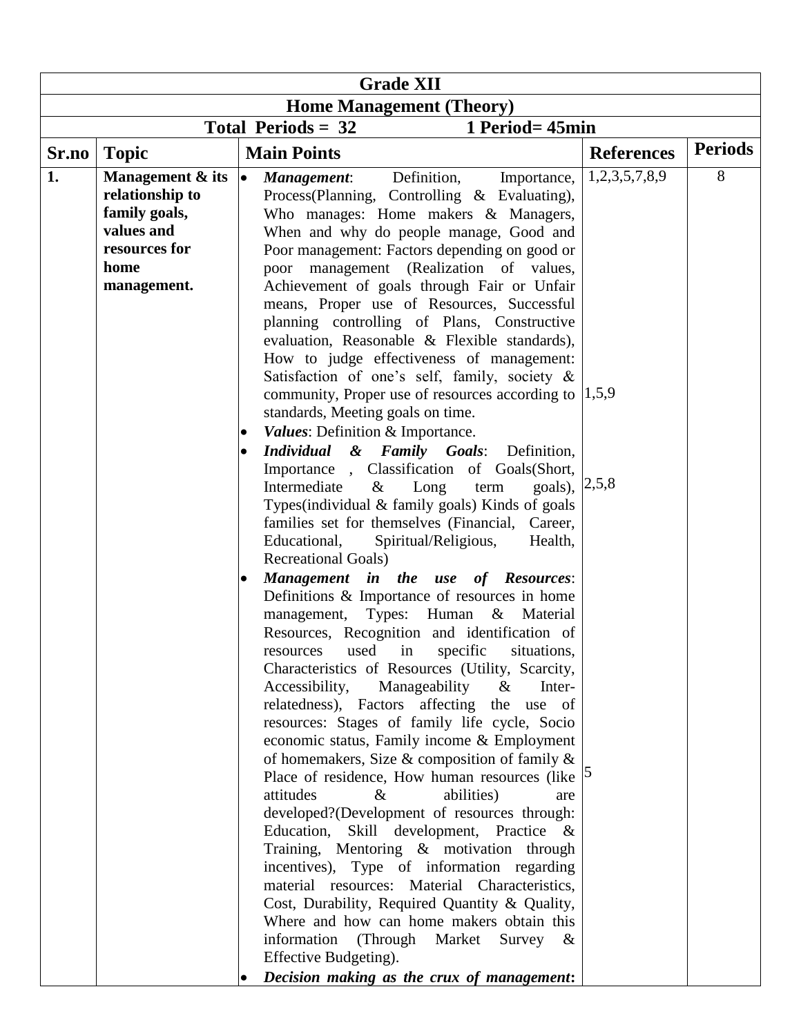| Grade XII | | | | |
|---|---|---|---|---|
| **Home Management (Theory)** | | | | |
| **Total Periods = 32 1 Period= 45min** | | | | |
| **Sr.no** | **Topic** | **Main Points** | **References** | **Periods** |
| **1.** | **Management & its relationship to family goals, values and resources for home management.** | • ***Management***: Definition, Importance, Process(Planning, Controlling & Evaluating), Who manages: Home makers & Managers, When and why do people manage, Good and Poor management: Factors depending on good or poor management (Realization of values, Achievement of goals through Fair or Unfair means, Proper use of Resources, Successful planning controlling of Plans, Constructive evaluation, Reasonable & Flexible standards), How to judge effectiveness of management: Satisfaction of one's self, family, society & community, Proper use of resources according to standards, Meeting goals on time.<br>• ***Values***: Definition & Importance.<br>• ***Individual & Family Goals***: Definition, Importance , Classification of Goals(Short, Intermediate & Long term goals), Types(individual & family goals) Kinds of goals families set for themselves (Financial, Career, Educational, Spiritual/Religious, Health, Recreational Goals)<br>• ***Management in the use of Resources***: Definitions & Importance of resources in home management, Types: Human & Material Resources, Recognition and identification of resources used in specific situations, Characteristics of Resources (Utility, Scarcity, Accessibility, Manageability & Inter-relatedness), Factors affecting the use of resources: Stages of family life cycle, Socio economic status, Family income & Employment of homemakers, Size & composition of family & Place of residence, How human resources (like attitudes & abilities) are developed?(Development of resources through: Education, Skill development, Practice & Training, Mentoring & motivation through incentives), Type of information regarding material resources: Material Characteristics, Cost, Durability, Required Quantity & Quality, Where and how can home makers obtain this information (Through Market Survey & Effective Budgeting).<br>• ***Decision making as the crux of management*:** | 1,2,3,5,7,8,9<br><br>1,5,9<br><br>2,5,8<br><br>5 | 8 |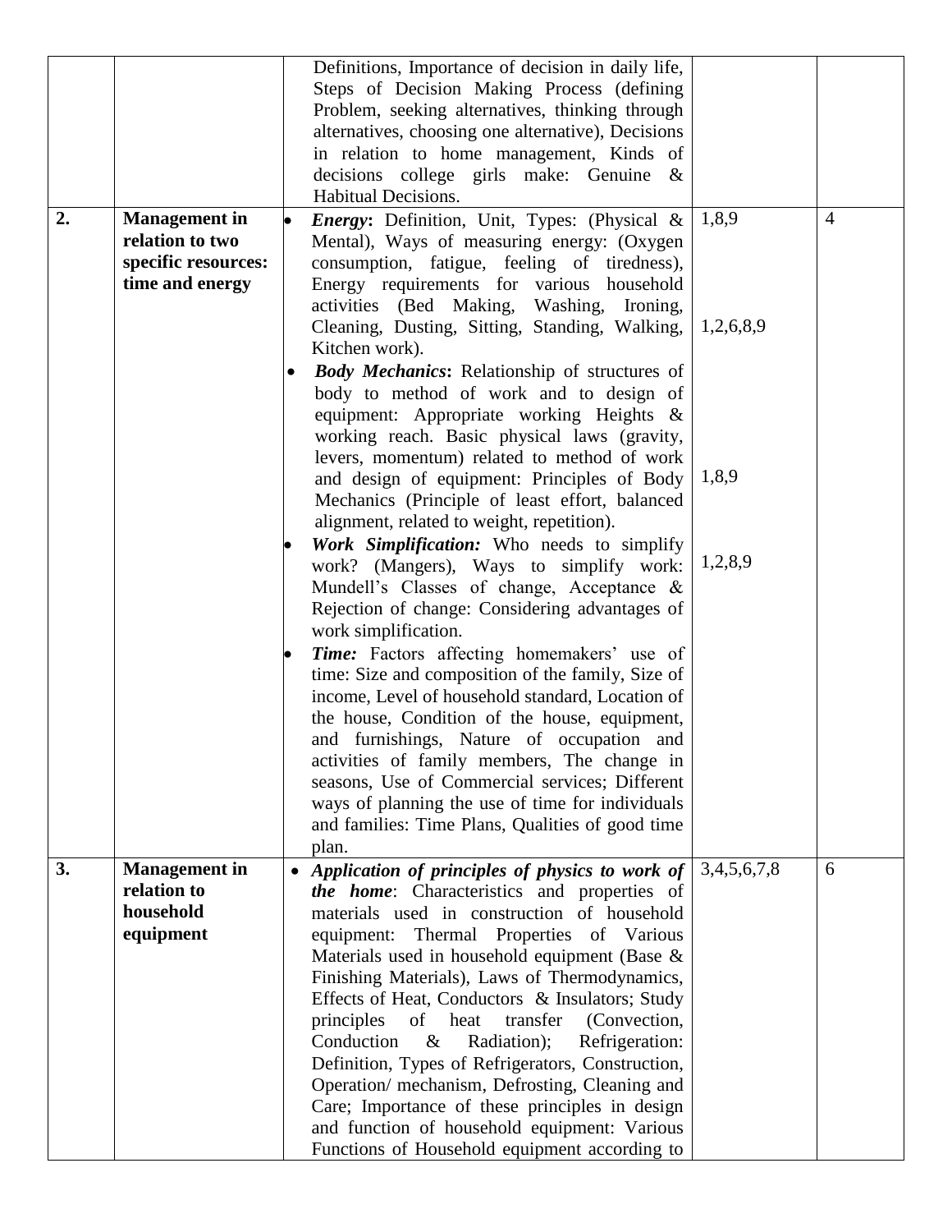| | | | | |
|---|---|---|---|---|
| | | Definitions, Importance of decision in daily life, Steps of Decision Making Process (defining Problem, seeking alternatives, thinking through alternatives, choosing one alternative), Decisions in relation to home management, Kinds of decisions college girls make: Genuine & Habitual Decisions. | | |
| **2.** | **Management in relation to two specific resources: time and energy** | • ***Energy*:** Definition, Unit, Types: (Physical & Mental), Ways of measuring energy: (Oxygen consumption, fatigue, feeling of tiredness), Energy requirements for various household activities (Bed Making, Washing, Ironing, Cleaning, Dusting, Sitting, Standing, Walking, Kitchen work).<br>• ***Body Mechanics*:** Relationship of structures of body to method of work and to design of equipment: Appropriate working Heights & working reach. Basic physical laws (gravity, levers, momentum) related to method of work and design of equipment: Principles of Body Mechanics (Principle of least effort, balanced alignment, related to weight, repetition).<br>• ***Work Simplification:*** Who needs to simplify work? (Mangers), Ways to simplify work: Mundell's Classes of change, Acceptance & Rejection of change: Considering advantages of work simplification.<br>• ***Time:*** Factors affecting homemakers' use of time: Size and composition of the family, Size of income, Level of household standard, Location of the house, Condition of the house, equipment, and furnishings, Nature of occupation and activities of family members, The change in seasons, Use of Commercial services; Different ways of planning the use of time for individuals and families: Time Plans, Qualities of good time plan. | 1,8,9<br><br>1,2,6,8,9<br><br>1,8,9<br><br>1,2,8,9 | 4 |
| **3.** | **Management in relation to household equipment** | • ***Application of principles of physics to work of the home*:** Characteristics and properties of materials used in construction of household equipment: Thermal Properties of Various Materials used in household equipment (Base & Finishing Materials), Laws of Thermodynamics, Effects of Heat, Conductors & Insulators; Study principles of heat transfer (Convection, Conduction & Radiation); Refrigeration: Definition, Types of Refrigerators, Construction, Operation/ mechanism, Defrosting, Cleaning and Care; Importance of these principles in design and function of household equipment: Various Functions of Household equipment according to | 3,4,5,6,7,8 | 6 |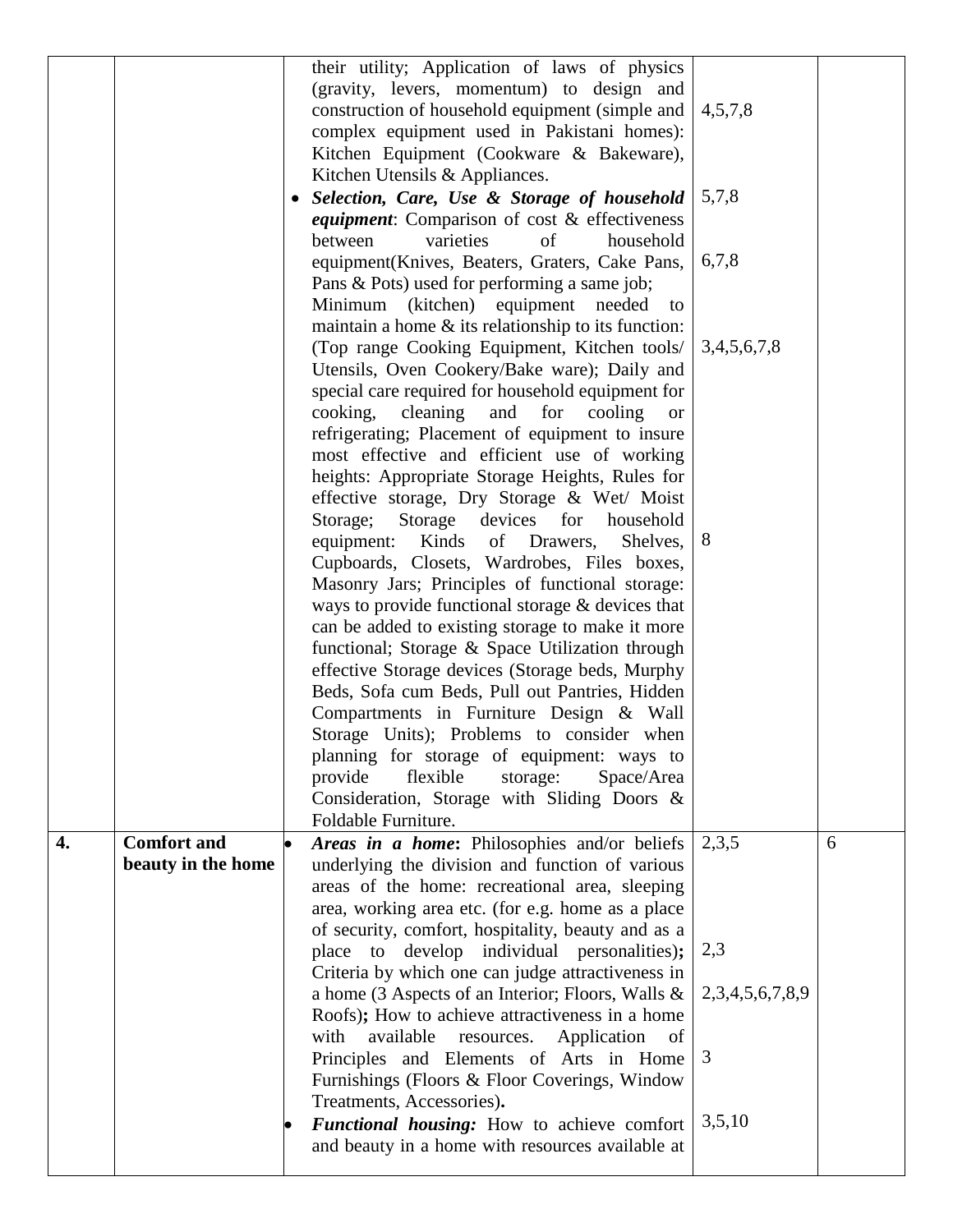| | | | | |
|---|---|---|---|---|
| | | their utility; Application of laws of physics (gravity, levers, momentum) to design and construction of household equipment (simple and complex equipment used in Pakistani homes): Kitchen Equipment (Cookware & Bakeware), Kitchen Utensils & Appliances.<br>• ***Selection, Care, Use & Storage of household equipment***: Comparison of cost & effectiveness between varieties of household equipment(Knives, Beaters, Graters, Cake Pans, Pans & Pots) used for performing a same job; Minimum (kitchen) equipment needed to maintain a home & its relationship to its function: (Top range Cooking Equipment, Kitchen tools/ Utensils, Oven Cookery/Bake ware); Daily and special care required for household equipment for cooking, cleaning and for cooling or refrigerating; Placement of equipment to insure most effective and efficient use of working heights: Appropriate Storage Heights, Rules for effective storage, Dry Storage & Wet/ Moist Storage; Storage devices for household equipment: Kinds of Drawers, Shelves, Cupboards, Closets, Wardrobes, Files boxes, Masonry Jars; Principles of functional storage: ways to provide functional storage & devices that can be added to existing storage to make it more functional; Storage & Space Utilization through effective Storage devices (Storage beds, Murphy Beds, Sofa cum Beds, Pull out Pantries, Hidden Compartments in Furniture Design & Wall Storage Units); Problems to consider when planning for storage of equipment: ways to provide flexible storage: Space/Area Consideration, Storage with Sliding Doors & Foldable Furniture. | 4,5,7,8<br><br>5,7,8<br><br>6,7,8<br><br>3,4,5,6,7,8<br><br>8 | |
| **4.** | **Comfort and beauty in the home** | • ***Areas in a home*:** Philosophies and/or beliefs underlying the division and function of various areas of the home: recreational area, sleeping area, working area etc. (for e.g. home as a place of security, comfort, hospitality, beauty and as a place to develop individual personalities)**;** Criteria by which one can judge attractiveness in a home (3 Aspects of an Interior; Floors, Walls & Roofs)**;** How to achieve attractiveness in a home with available resources. Application of Principles and Elements of Arts in Home Furnishings (Floors & Floor Coverings, Window Treatments, Accessories)**.**<br>• ***Functional housing:*** How to achieve comfort and beauty in a home with resources available at | 2,3,5<br><br>2,3<br><br>2,3,4,5,6,7,8,9<br><br>3<br><br>3,5,10 | 6 |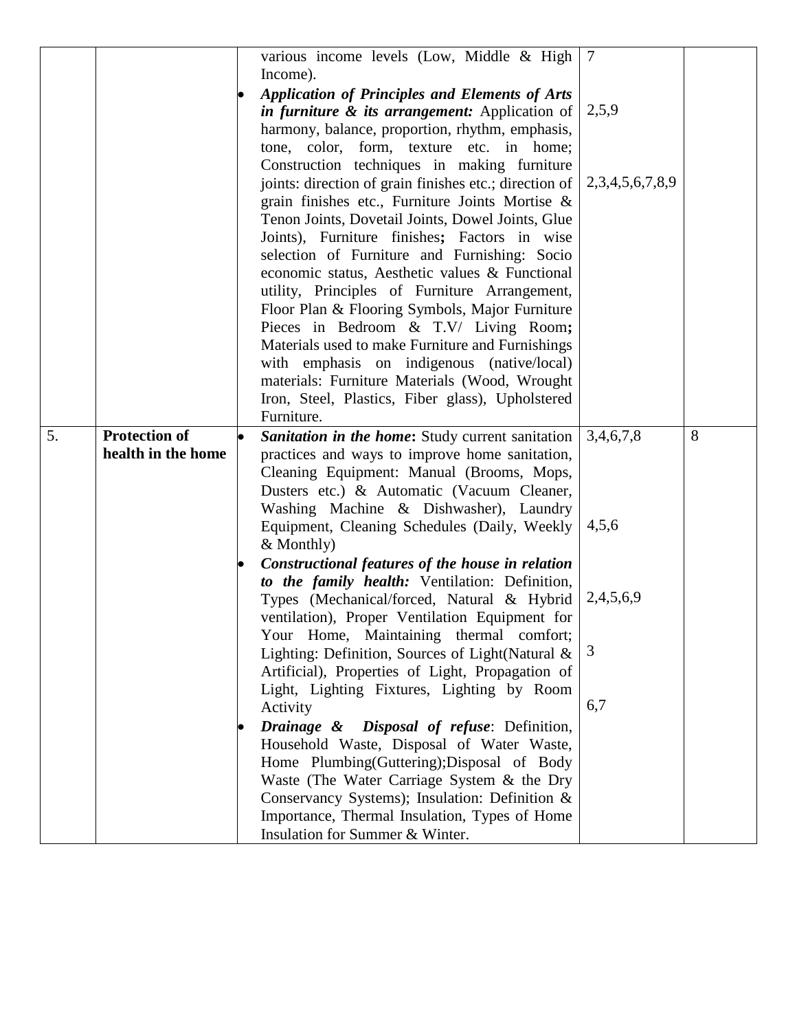| | | | | |
|---|---|---|---|---|
| | | various income levels (Low, Middle & High Income).<br>• ***Application of Principles and Elements of Arts in furniture & its arrangement:*** Application of harmony, balance, proportion, rhythm, emphasis, tone, color, form, texture etc. in home; Construction techniques in making furniture joints: direction of grain finishes etc.; direction of grain finishes etc., Furniture Joints Mortise & Tenon Joints, Dovetail Joints, Dowel Joints, Glue Joints), Furniture finishes**;** Factors in wise selection of Furniture and Furnishing: Socio economic status, Aesthetic values & Functional utility, Principles of Furniture Arrangement, Floor Plan & Flooring Symbols, Major Furniture Pieces in Bedroom & T.V/ Living Room**;** Materials used to make Furniture and Furnishings with emphasis on indigenous (native/local) materials: Furniture Materials (Wood, Wrought Iron, Steel, Plastics, Fiber glass), Upholstered Furniture. | 7<br><br>2,5,9<br><br>2,3,4,5,6,7,8,9 | |
| 5. | **Protection of health in the home** | • ***Sanitation in the home*****:** Study current sanitation practices and ways to improve home sanitation, Cleaning Equipment: Manual (Brooms, Mops, Dusters etc.) & Automatic (Vacuum Cleaner, Washing Machine & Dishwasher), Laundry Equipment, Cleaning Schedules (Daily, Weekly & Monthly)<br>• ***Constructional features of the house in relation to the family health:*** Ventilation: Definition, Types (Mechanical/forced, Natural & Hybrid ventilation), Proper Ventilation Equipment for Your Home, Maintaining thermal comfort; Lighting: Definition, Sources of Light(Natural & Artificial), Properties of Light, Propagation of Light, Lighting Fixtures, Lighting by Room Activity<br>• ***Drainage & Disposal of refuse***: Definition, Household Waste, Disposal of Water Waste, Home Plumbing(Guttering);Disposal of Body Waste (The Water Carriage System & the Dry Conservancy Systems); Insulation: Definition & Importance, Thermal Insulation, Types of Home Insulation for Summer & Winter. | 3,4,6,7,8<br><br>4,5,6<br><br>2,4,5,6,9<br><br>3<br><br>6,7 | 8 |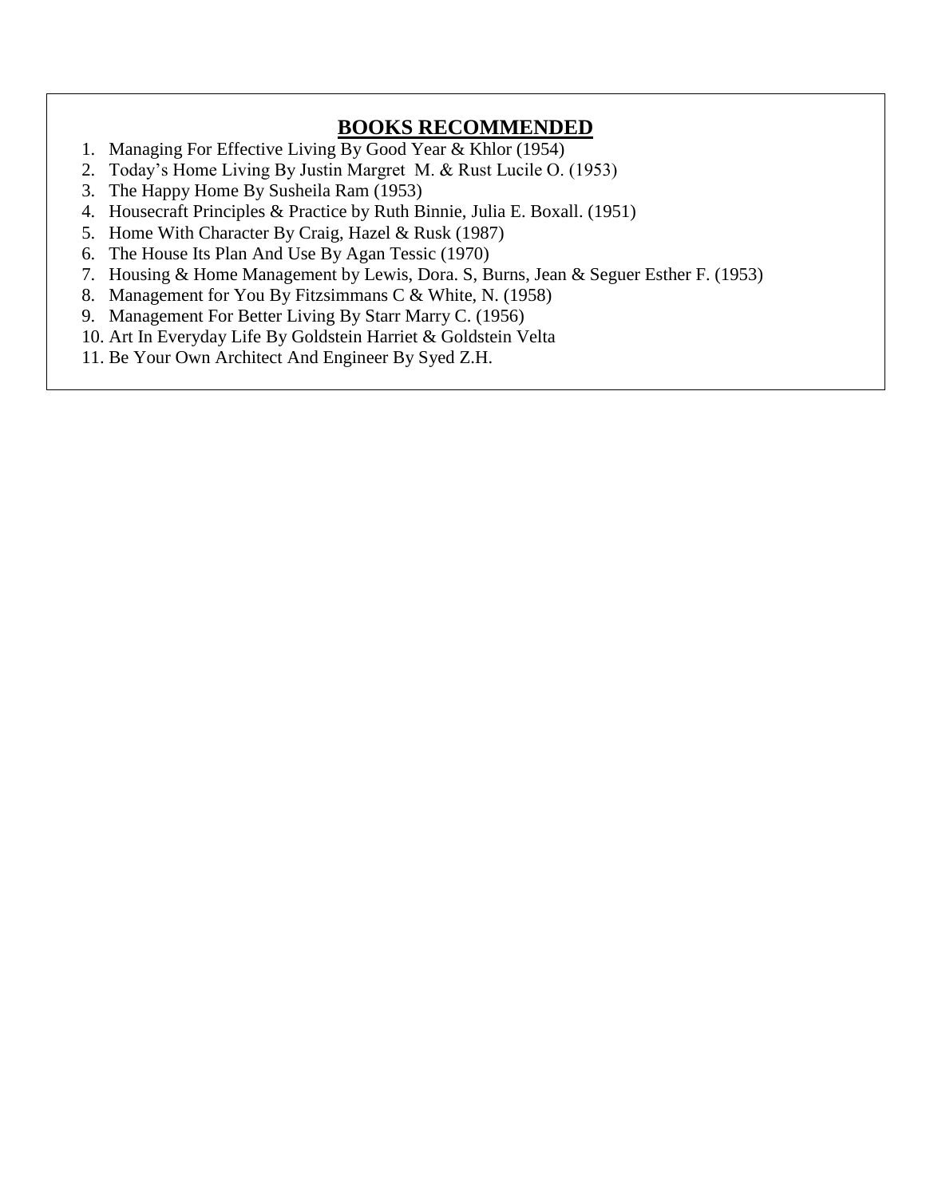## BOOKS RECOMMENDED

1. Managing For Effective Living By Good Year & Khlor (1954)
2. Today's Home Living By Justin Margret M. & Rust Lucile O. (1953)
3. The Happy Home By Susheila Ram (1953)
4. Housecraft Principles & Practice by Ruth Binnie, Julia E. Boxall. (1951)
5. Home With Character By Craig, Hazel & Rusk (1987)
6. The House Its Plan And Use By Agan Tessic (1970)
7. Housing & Home Management by Lewis, Dora. S, Burns, Jean & Seguer Esther F. (1953)
8. Management for You By Fitzsimmans C & White, N. (1958)
9. Management For Better Living By Starr Marry C. (1956)
10. Art In Everyday Life By Goldstein Harriet & Goldstein Velta
11. Be Your Own Architect And Engineer By Syed Z.H.